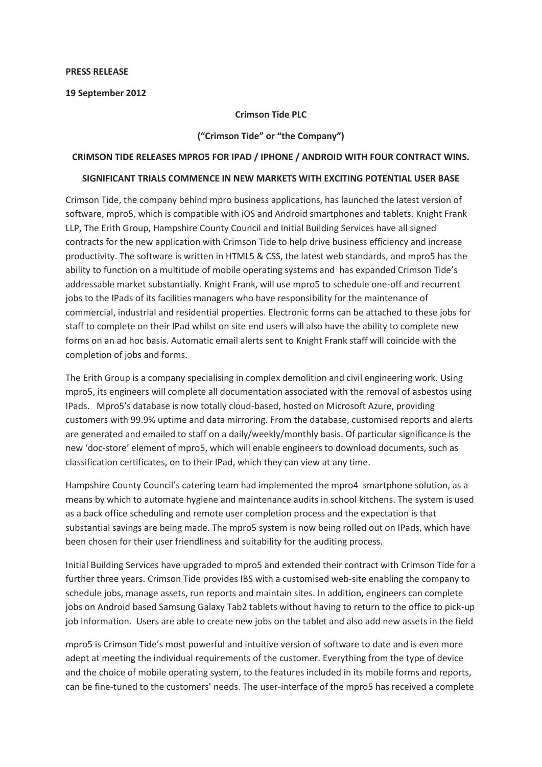**PRESS RELEASE**

**19 September 2012**

**Crimson Tide PLC**

**("Crimson Tide" or "the Company")**

**CRIMSON TIDE RELEASES MPRO5 FOR IPAD / IPHONE / ANDROID WITH FOUR CONTRACT WINS.**

**SIGNIFICANT TRIALS COMMENCE IN NEW MARKETS WITH EXCITING POTENTIAL USER BASE**

Crimson Tide, the company behind mpro business applications, has launched the latest version of software, mpro5, which is compatible with iOS and Android smartphones and tablets. Knight Frank LLP, The Erith Group, Hampshire County Council and Initial Building Services have all signed contracts for the new application with Crimson Tide to help drive business efficiency and increase productivity. The software is written in HTML5 & CSS, the latest web standards, and mpro5 has the ability to function on a multitude of mobile operating systems and has expanded Crimson Tide's addressable market substantially. Knight Frank, will use mpro5 to schedule one-off and recurrent jobs to the IPads of its facilities managers who have responsibility for the maintenance of commercial, industrial and residential properties. Electronic forms can be attached to these jobs for staff to complete on their IPad whilst on site end users will also have the ability to complete new forms on an ad hoc basis. Automatic email alerts sent to Knight Frank staff will coincide with the completion of jobs and forms.

The Erith Group is a company specialising in complex demolition and civil engineering work. Using mpro5, its engineers will complete all documentation associated with the removal of asbestos using IPads. Mpro5's database is now totally cloud-based, hosted on Microsoft Azure, providing customers with 99.9% uptime and data mirroring. From the database, customised reports and alerts are generated and emailed to staff on a daily/weekly/monthly basis. Of particular significance is the new 'doc-store' element of mpro5, which will enable engineers to download documents, such as classification certificates, on to their IPad, which they can view at any time.

Hampshire County Council's catering team had implemented the mpro4 smartphone solution, as a means by which to automate hygiene and maintenance audits in school kitchens. The system is used as a back office scheduling and remote user completion process and the expectation is that substantial savings are being made. The mpro5 system is now being rolled out on IPads, which have been chosen for their user friendliness and suitability for the auditing process.

Initial Building Services have upgraded to mpro5 and extended their contract with Crimson Tide for a further three years. Crimson Tide provides IBS with a customised web-site enabling the company to schedule jobs, manage assets, run reports and maintain sites. In addition, engineers can complete jobs on Android based Samsung Galaxy Tab2 tablets without having to return to the office to pick-up job information. Users are able to create new jobs on the tablet and also add new assets in the field

mpro5 is Crimson Tide's most powerful and intuitive version of software to date and is even more adept at meeting the individual requirements of the customer. Everything from the type of device and the choice of mobile operating system, to the features included in its mobile forms and reports, can be fine-tuned to the customers' needs. The user-interface of the mpro5 has received a complete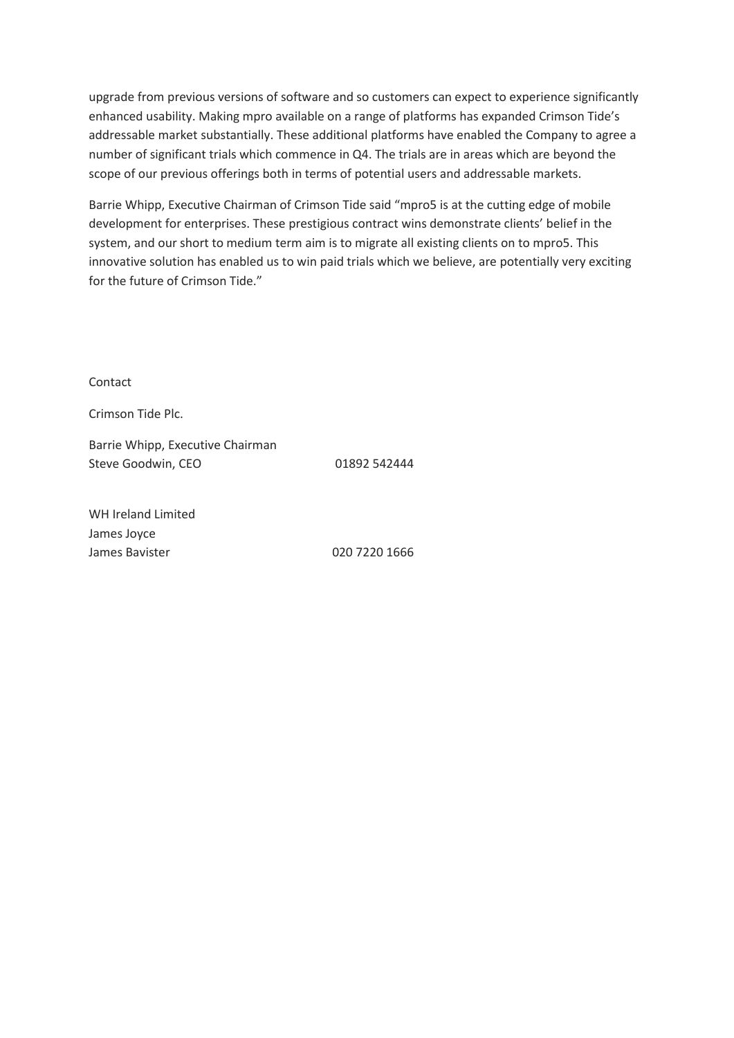upgrade from previous versions of software and so customers can expect to experience significantly enhanced usability. Making mpro available on a range of platforms has expanded Crimson Tide's addressable market substantially. These additional platforms have enabled the Company to agree a number of significant trials which commence in Q4. The trials are in areas which are beyond the scope of our previous offerings both in terms of potential users and addressable markets.

Barrie Whipp, Executive Chairman of Crimson Tide said "mpro5 is at the cutting edge of mobile development for enterprises. These prestigious contract wins demonstrate clients' belief in the system, and our short to medium term aim is to migrate all existing clients on to mpro5. This innovative solution has enabled us to win paid trials which we believe, are potentially very exciting for the future of Crimson Tide."

Contact

Crimson Tide Plc.

Barrie Whipp, Executive Chairman
Steve Goodwin, CEO 01892 542444

WH Ireland Limited
James Joyce
James Bavister 020 7220 1666